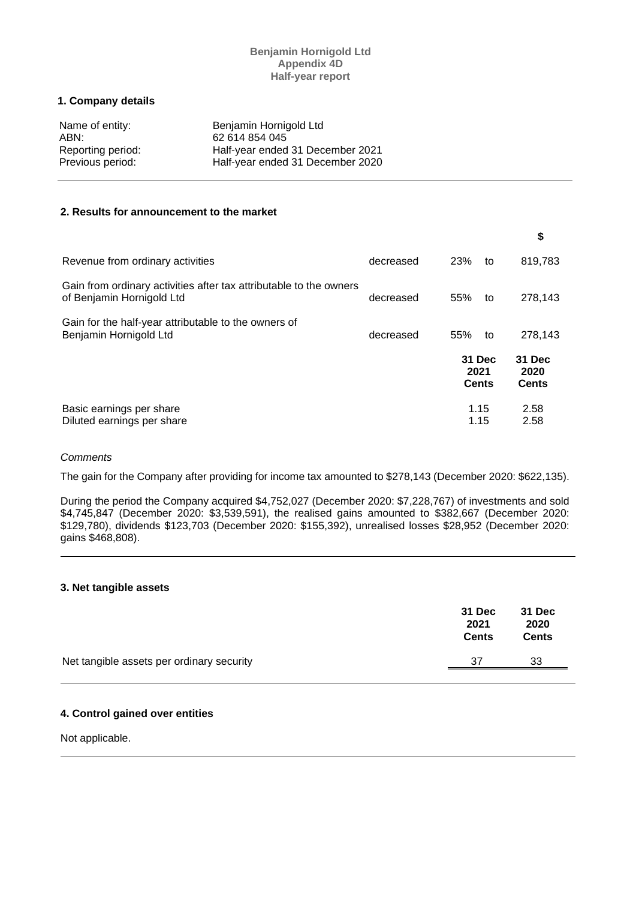**Benjamin Hornigold Ltd**
**Appendix 4D**
**Half-year report**

## 1. Company details

| | |
|---|---|
| Name of entity: | Benjamin Hornigold Ltd |
| ABN: | 62 614 854 045 |
| Reporting period: | Half-year ended 31 December 2021 |
| Previous period: | Half-year ended 31 December 2020 |

## 2. Results for announcement to the market

| | | | | $ |
|---|---|---|---|---|
| Revenue from ordinary activities | decreased | 23% | to | 819,783 |
| Gain from ordinary activities after tax attributable to the owners of Benjamin Hornigold Ltd | decreased | 55% | to | 278,143 |
| Gain for the half-year attributable to the owners of Benjamin Hornigold Ltd | decreased | 55% | to | 278,143 |

| | 31 Dec 2021 Cents | 31 Dec 2020 Cents |
|---|---|---|
| Basic earnings per share | 1.15 | 2.58 |
| Diluted earnings per share | 1.15 | 2.58 |

*Comments*

The gain for the Company after providing for income tax amounted to $278,143 (December 2020: $622,135).

During the period the Company acquired $4,752,027 (December 2020: $7,228,767) of investments and sold $4,745,847 (December 2020: $3,539,591), the realised gains amounted to $382,667 (December 2020: $129,780), dividends $123,703 (December 2020: $155,392), unrealised losses $28,952 (December 2020: gains $468,808).

## 3. Net tangible assets

| | 31 Dec 2021 Cents | 31 Dec 2020 Cents |
|---|---|---|
| Net tangible assets per ordinary security | 37 | 33 |

## 4. Control gained over entities

Not applicable.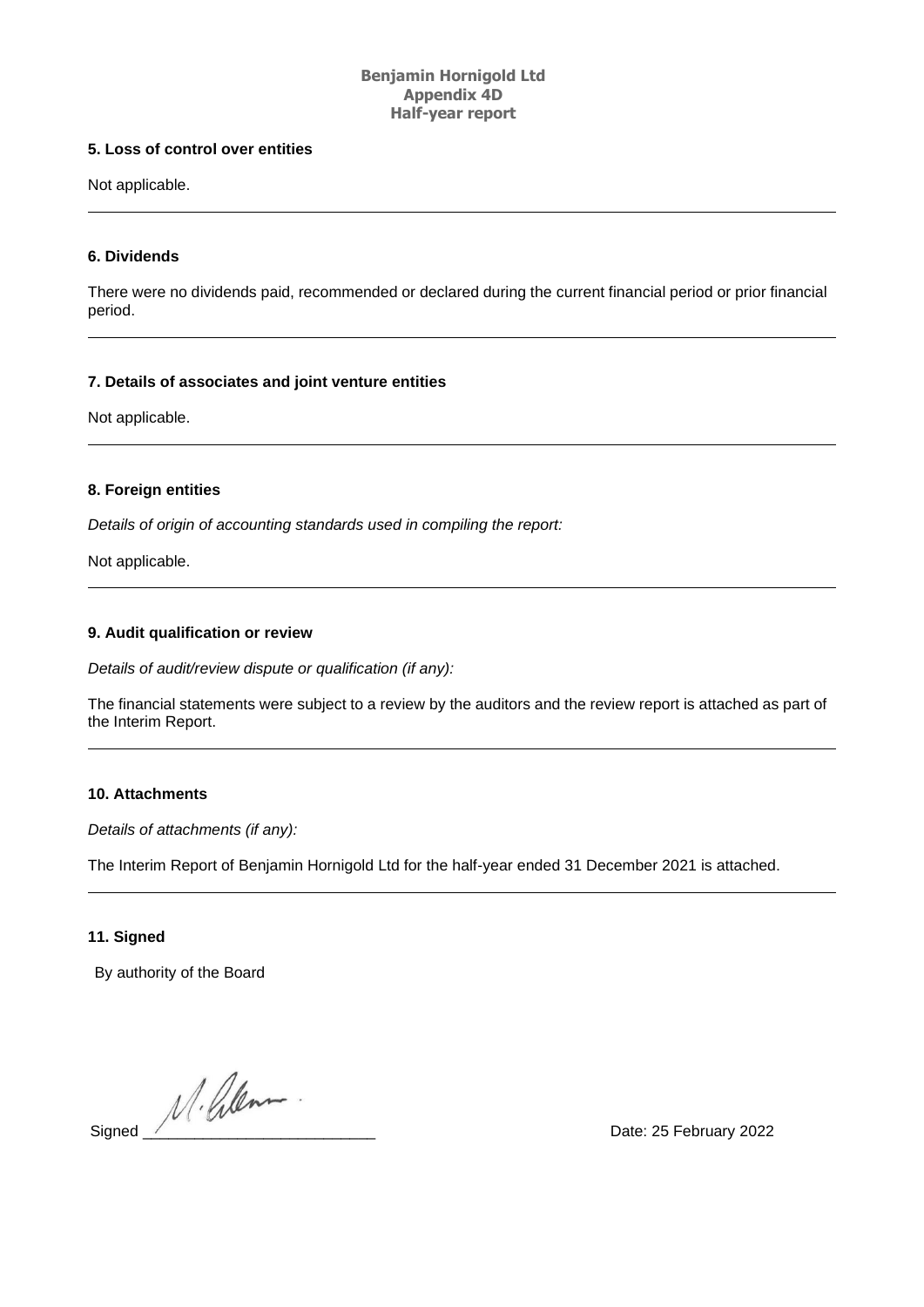## 5. Loss of control over entities

Not applicable.

## 6. Dividends

There were no dividends paid, recommended or declared during the current financial period or prior financial period.

## 7. Details of associates and joint venture entities

Not applicable.

## 8. Foreign entities

*Details of origin of accounting standards used in compiling the report:*

Not applicable.

## 9. Audit qualification or review

*Details of audit/review dispute or qualification (if any):*

The financial statements were subject to a review by the auditors and the review report is attached as part of the Interim Report.

## 10. Attachments

*Details of attachments (if any):*

The Interim Report of Benjamin Hornigold Ltd for the half-year ended 31 December 2021 is attached.

## 11. Signed

By authority of the Board

Signed ___________________________ Date: 25 February 2022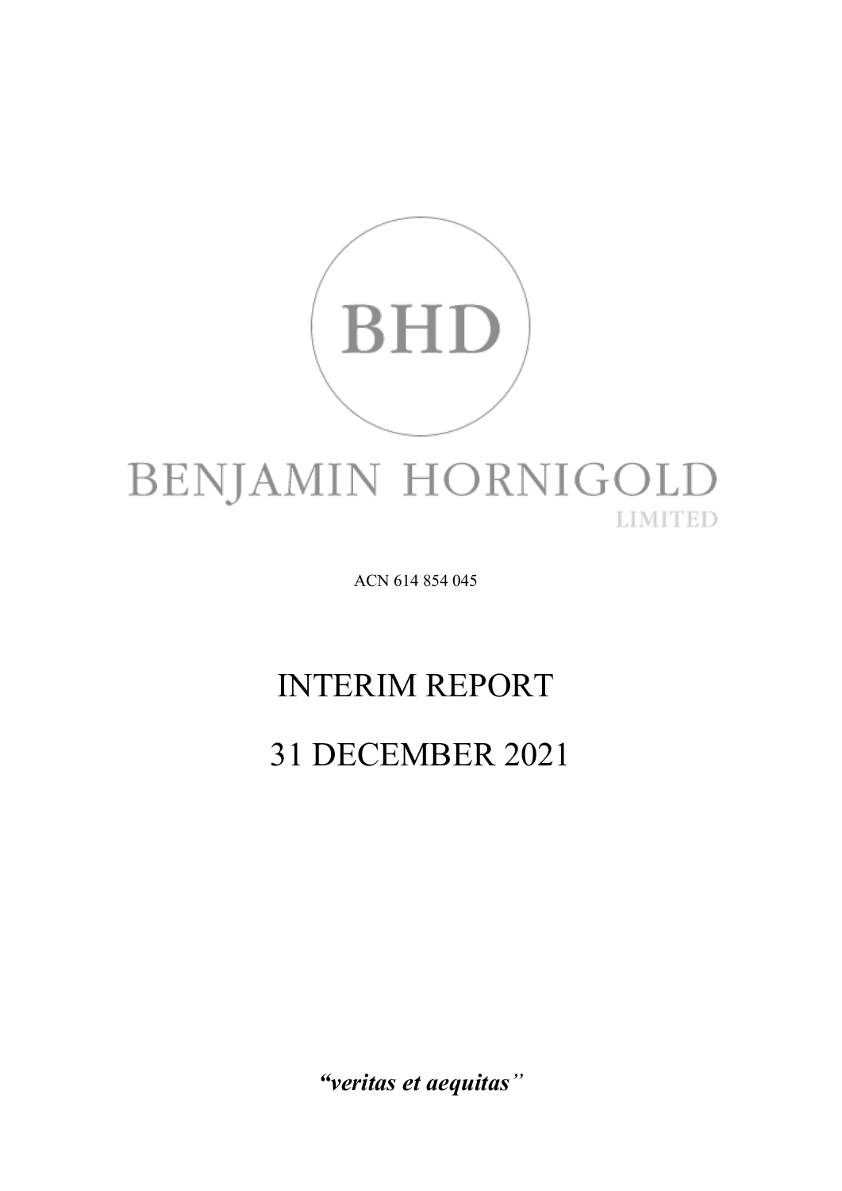# BENJAMIN HORNIGOLD

LIMITED

ACN 614 854 045

# INTERIM REPORT

# 31 DECEMBER 2021

***"veritas et aequitas"***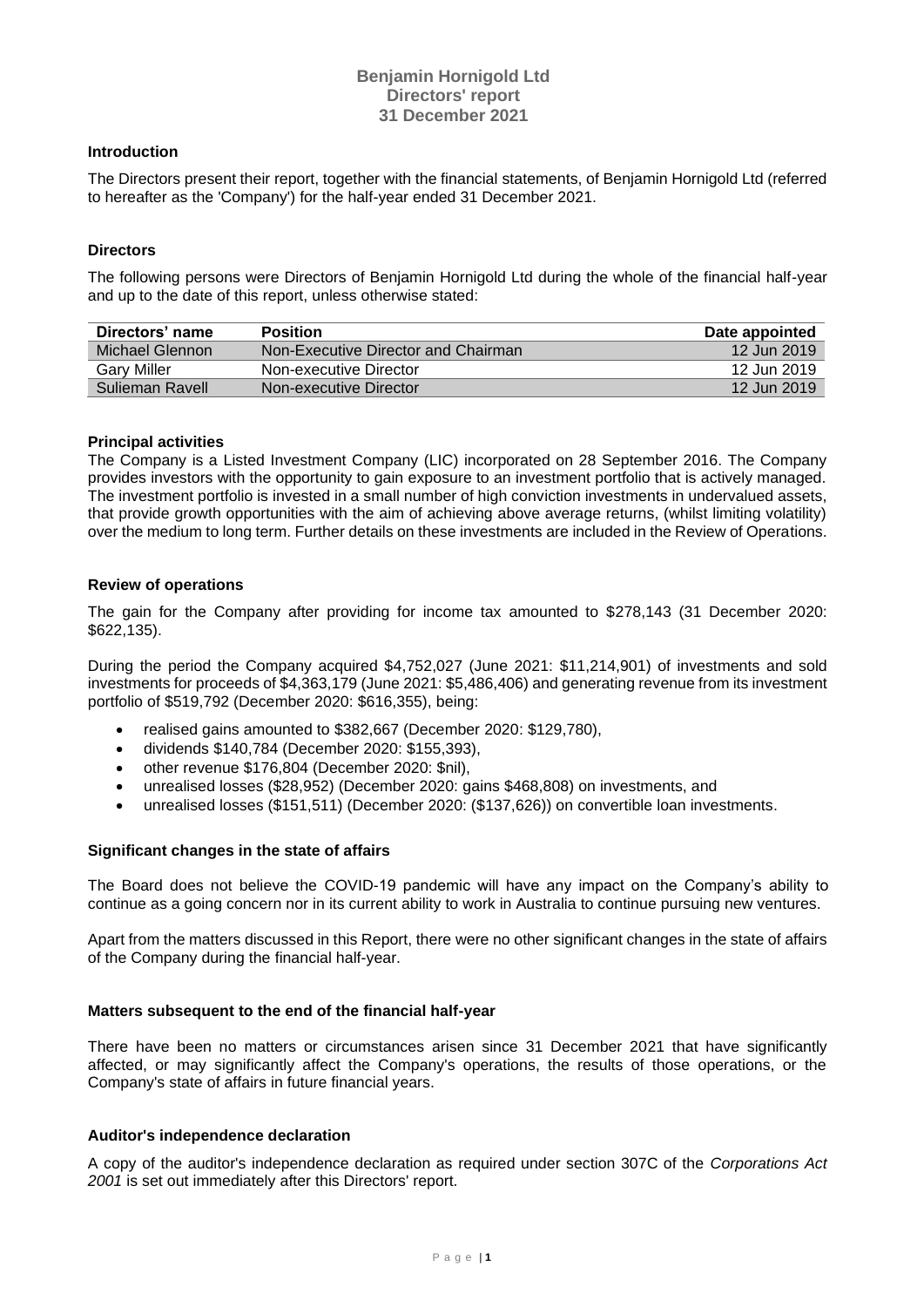# Benjamin Hornigold Ltd
## Directors' report
## 31 December 2021

### Introduction

The Directors present their report, together with the financial statements, of Benjamin Hornigold Ltd (referred to hereafter as the 'Company') for the half-year ended 31 December 2021.

### Directors

The following persons were Directors of Benjamin Hornigold Ltd during the whole of the financial half-year and up to the date of this report, unless otherwise stated:

| Directors' name | Position | Date appointed |
|---|---|---|
| Michael Glennon | Non-Executive Director and Chairman | 12 Jun 2019 |
| Gary Miller | Non-executive Director | 12 Jun 2019 |
| Sulieman Ravell | Non-executive Director | 12 Jun 2019 |

### Principal activities

The Company is a Listed Investment Company (LIC) incorporated on 28 September 2016. The Company provides investors with the opportunity to gain exposure to an investment portfolio that is actively managed. The investment portfolio is invested in a small number of high conviction investments in undervalued assets, that provide growth opportunities with the aim of achieving above average returns, (whilst limiting volatility) over the medium to long term. Further details on these investments are included in the Review of Operations.

### Review of operations

The gain for the Company after providing for income tax amounted to $278,143 (31 December 2020: $622,135).

During the period the Company acquired $4,752,027 (June 2021: $11,214,901) of investments and sold investments for proceeds of $4,363,179 (June 2021: $5,486,406) and generating revenue from its investment portfolio of $519,792 (December 2020: $616,355), being:

- realised gains amounted to $382,667 (December 2020: $129,780),
- dividends $140,784 (December 2020: $155,393),
- other revenue $176,804 (December 2020: $nil),
- unrealised losses ($28,952) (December 2020: gains $468,808) on investments, and
- unrealised losses ($151,511) (December 2020: ($137,626)) on convertible loan investments.

### Significant changes in the state of affairs

The Board does not believe the COVID-19 pandemic will have any impact on the Company's ability to continue as a going concern nor in its current ability to work in Australia to continue pursuing new ventures.

Apart from the matters discussed in this Report, there were no other significant changes in the state of affairs of the Company during the financial half-year.

### Matters subsequent to the end of the financial half-year

There have been no matters or circumstances arisen since 31 December 2021 that have significantly affected, or may significantly affect the Company's operations, the results of those operations, or the Company's state of affairs in future financial years.

### Auditor's independence declaration

A copy of the auditor's independence declaration as required under section 307C of the *Corporations Act 2001* is set out immediately after this Directors' report.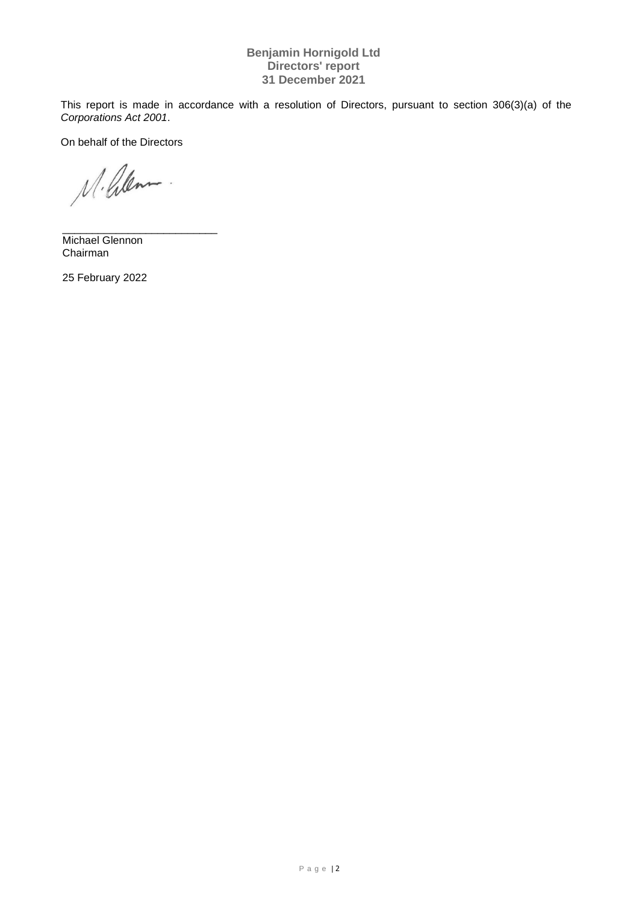**Benjamin Hornigold Ltd**
**Directors' report**
**31 December 2021**

This report is made in accordance with a resolution of Directors, pursuant to section 306(3)(a) of the *Corporations Act 2001*.

On behalf of the Directors

___________________________
Michael Glennon
Chairman

25 February 2022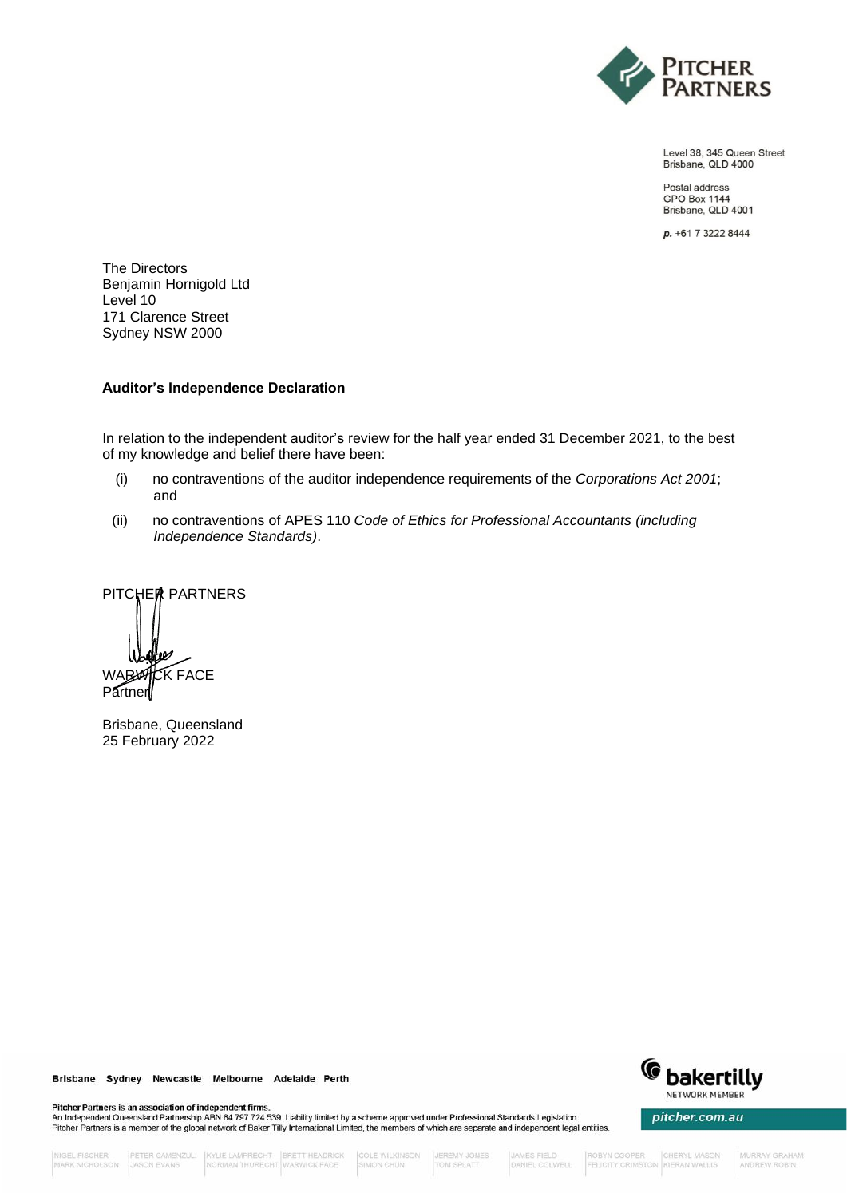Level 38, 345 Queen Street
Brisbane, QLD 4000

Postal address
GPO Box 1144
Brisbane, QLD 4001

**p.** +61 7 3222 8444

The Directors
Benjamin Hornigold Ltd
Level 10
171 Clarence Street
Sydney NSW 2000

**Auditor's Independence Declaration**

In relation to the independent auditor's review for the half year ended 31 December 2021, to the best of my knowledge and belief there have been:

(i) no contraventions of the auditor independence requirements of the *Corporations Act 2001*; and

(ii) no contraventions of APES 110 *Code of Ethics for Professional Accountants (including Independence Standards)*.

PITCHER PARTNERS

WARWICK FACE
Partner

Brisbane, Queensland
25 February 2022

Brisbane Sydney Newcastle Melbourne Adelaide Perth

**Pitcher Partners is an association of independent firms.**
An Independent Queensland Partnership ABN 84 797 724 539. Liability limited by a scheme approved under Professional Standards Legislation.
Pitcher Partners is a member of the global network of Baker Tilly International Limited, the members of which are separate and independent legal entities.

pitcher.com.au

NIGEL FISCHER, MARK NICHOLSON, PETER CAMENZULI, JASON EVANS, KYLIE LAMPRECHT, NORMAN THURECHT, BRETT HEADRICK, WARWICK FACE, COLE WILKINSON, SIMON CHUN, JEREMY JONES, TOM SPLATT, JAMES FIELD, DANIEL COLWELL, ROBYN COOPER, FELICITY CRIMSTON, CHERYL MASON, KIERAN WALLIS, MURRAY GRAHAM, ANDREW ROBIN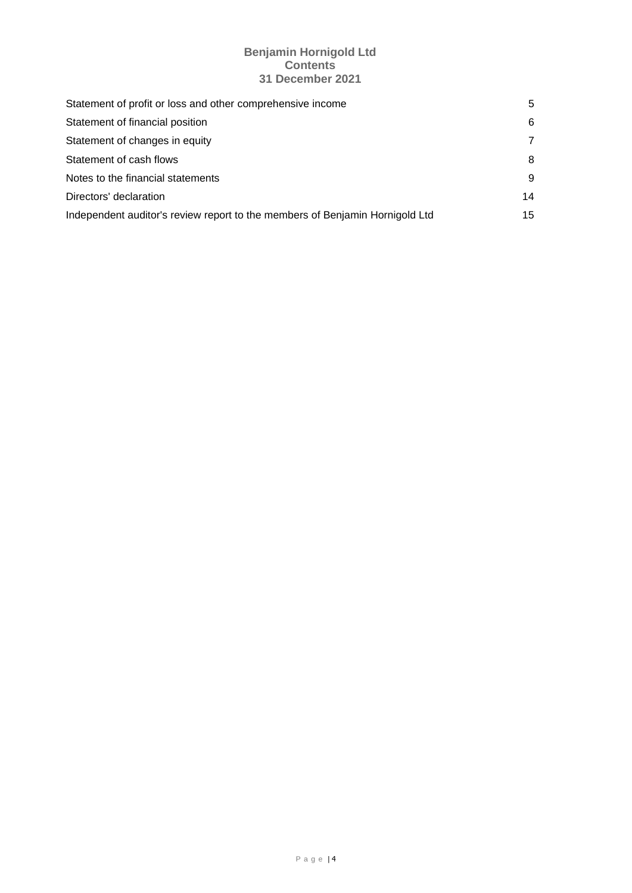# Benjamin Hornigold Ltd
## Contents
## 31 December 2021

| | |
|---|---|
| Statement of profit or loss and other comprehensive income | 5 |
| Statement of financial position | 6 |
| Statement of changes in equity | 7 |
| Statement of cash flows | 8 |
| Notes to the financial statements | 9 |
| Directors' declaration | 14 |
| Independent auditor's review report to the members of Benjamin Hornigold Ltd | 15 |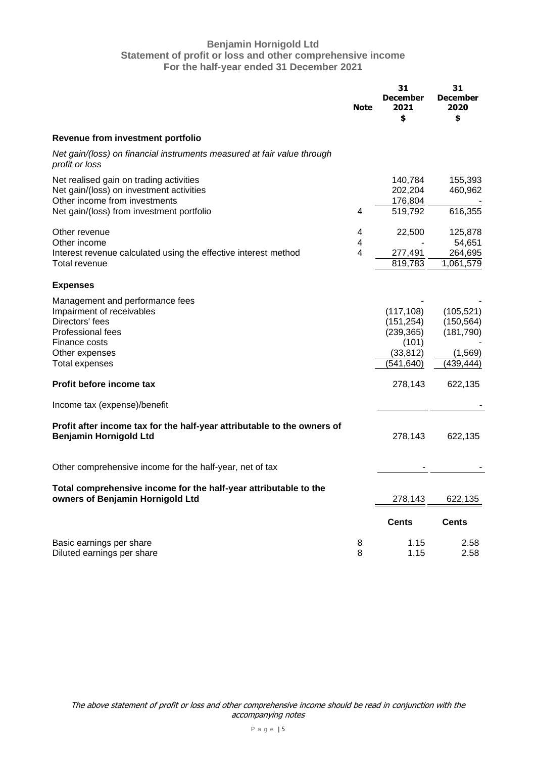# Benjamin Hornigold Ltd
## Statement of profit or loss and other comprehensive income
### For the half-year ended 31 December 2021

| | Note | 31 December 2021 $ | 31 December 2020 $ |
|---|---|---|---|
| **Revenue from investment portfolio** | | | |
| *Net gain/(loss) on financial instruments measured at fair value through profit or loss* | | | |
| Net realised gain on trading activities | | 140,784 | 155,393 |
| Net gain/(loss) on investment activities | | 202,204 | 460,962 |
| Other income from investments | | 176,804 | - |
| Net gain/(loss) from investment portfolio | 4 | 519,792 | 616,355 |
| Other revenue | 4 | 22,500 | 125,878 |
| Other income | 4 | - | 54,651 |
| Interest revenue calculated using the effective interest method | 4 | 277,491 | 264,695 |
| Total revenue | | 819,783 | 1,061,579 |
| **Expenses** | | | |
| Management and performance fees | | - | - |
| Impairment of receivables | | (117,108) | (105,521) |
| Directors' fees | | (151,254) | (150,564) |
| Professional fees | | (239,365) | (181,790) |
| Finance costs | | (101) | - |
| Other expenses | | (33,812) | (1,569) |
| Total expenses | | (541,640) | (439,444) |
| **Profit before income tax** | | 278,143 | 622,135 |
| Income tax (expense)/benefit | | | - |
| **Profit after income tax for the half-year attributable to the owners of Benjamin Hornigold Ltd** | | 278,143 | 622,135 |
| Other comprehensive income for the half-year, net of tax | | - | - |
| **Total comprehensive income for the half-year attributable to the owners of Benjamin Hornigold Ltd** | | 278,143 | 622,135 |
| | | **Cents** | **Cents** |
| Basic earnings per share | 8 | 1.15 | 2.58 |
| Diluted earnings per share | 8 | 1.15 | 2.58 |

*The above statement of profit or loss and other comprehensive income should be read in conjunction with the accompanying notes*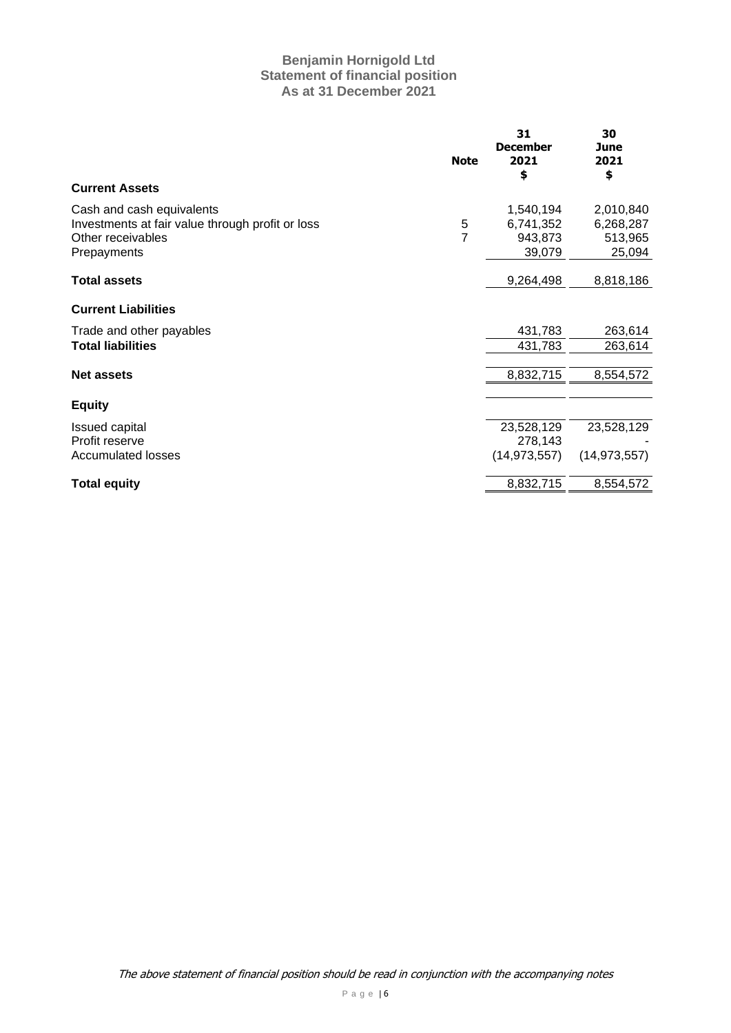**Benjamin Hornigold Ltd**
**Statement of financial position**
**As at 31 December 2021**

| | Note | 31 December 2021 $ | 30 June 2021 $ |
|---|---|---|---|
| **Current Assets** | | | |
| Cash and cash equivalents | | 1,540,194 | 2,010,840 |
| Investments at fair value through profit or loss | 5 | 6,741,352 | 6,268,287 |
| Other receivables | 7 | 943,873 | 513,965 |
| Prepayments | | 39,079 | 25,094 |
| **Total assets** | | 9,264,498 | 8,818,186 |
| **Current Liabilities** | | | |
| Trade and other payables | | 431,783 | 263,614 |
| **Total liabilities** | | 431,783 | 263,614 |
| **Net assets** | | 8,832,715 | 8,554,572 |
| **Equity** | | | |
| Issued capital | | 23,528,129 | 23,528,129 |
| Profit reserve | | 278,143 | - |
| Accumulated losses | | (14,973,557) | (14,973,557) |
| **Total equity** | | 8,832,715 | 8,554,572 |

*The above statement of financial position should be read in conjunction with the accompanying notes*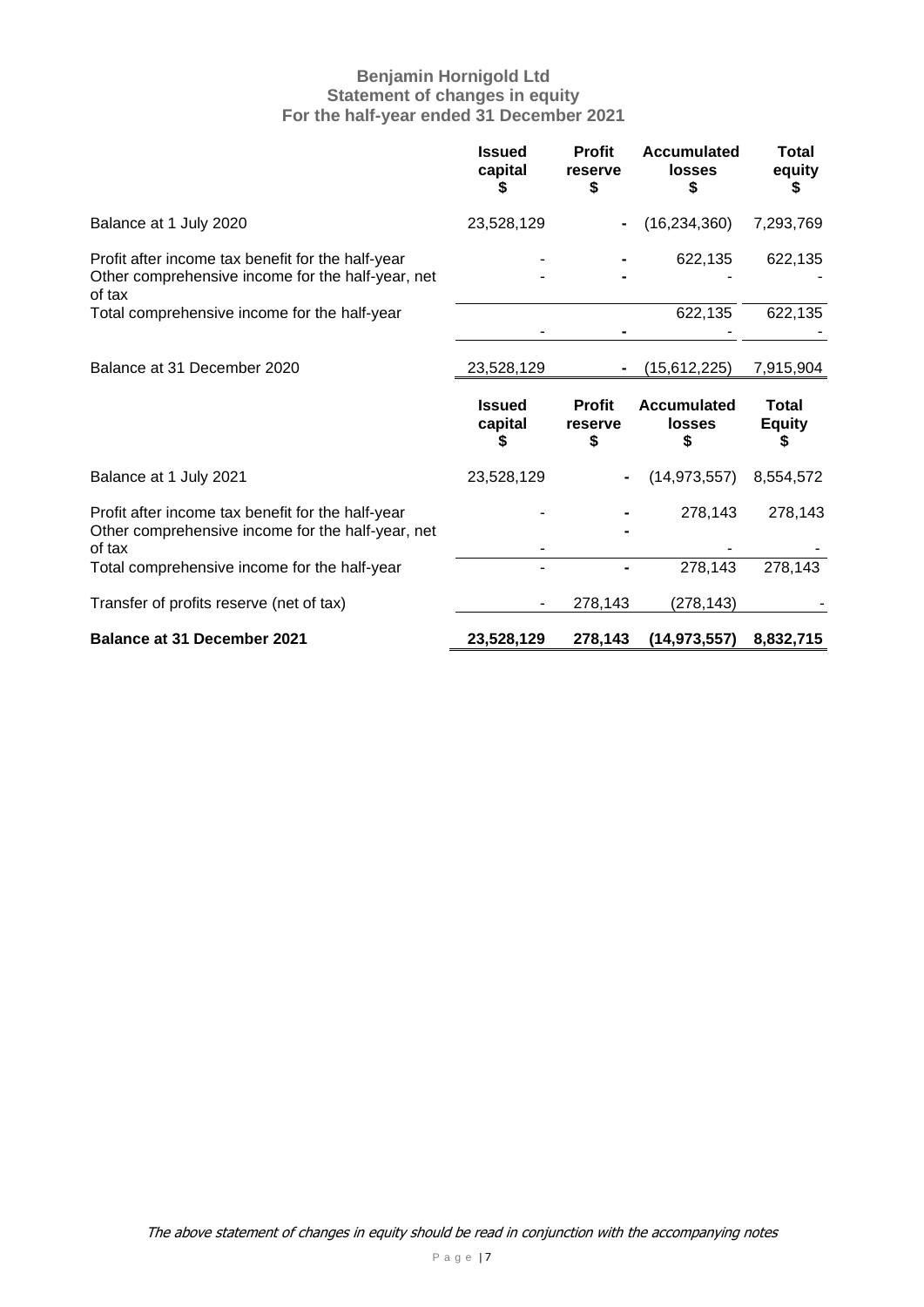**Benjamin Hornigold Ltd**
**Statement of changes in equity**
**For the half-year ended 31 December 2021**

| | Issued capital $ | Profit reserve $ | Accumulated losses $ | Total equity $ |
|---|---|---|---|---|
| Balance at 1 July 2020 | 23,528,129 | - | (16,234,360) | 7,293,769 |
| Profit after income tax benefit for the half-year | - | - | 622,135 | 622,135 |
| Other comprehensive income for the half-year, net of tax | - | - | - | - |
| Total comprehensive income for the half-year | - | - | 622,135 | 622,135 |
| Balance at 31 December 2020 | 23,528,129 | - | (15,612,225) | 7,915,904 |

| | Issued capital $ | Profit reserve $ | Accumulated losses $ | Total Equity $ |
|---|---|---|---|---|
| Balance at 1 July 2021 | 23,528,129 | - | (14,973,557) | 8,554,572 |
| Profit after income tax benefit for the half-year | - | - | 278,143 | 278,143 |
| Other comprehensive income for the half-year, net of tax | - | - | - | - |
| Total comprehensive income for the half-year | - | - | 278,143 | 278,143 |
| Transfer of profits reserve (net of tax) | - | 278,143 | (278,143) | - |
| **Balance at 31 December 2021** | **23,528,129** | **278,143** | **(14,973,557)** | **8,832,715** |

*The above statement of changes in equity should be read in conjunction with the accompanying notes*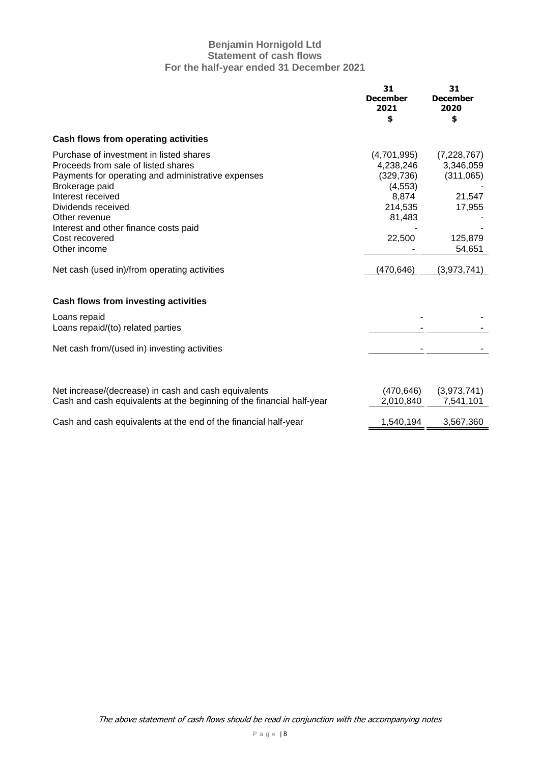# Benjamin Hornigold Ltd
## Statement of cash flows
### For the half-year ended 31 December 2021

| | 31 December 2021 $ | 31 December 2020 $ |
|---|---|---|
| **Cash flows from operating activities** | | |
| Purchase of investment in listed shares | (4,701,995) | (7,228,767) |
| Proceeds from sale of listed shares | 4,238,246 | 3,346,059 |
| Payments for operating and administrative expenses | (329,736) | (311,065) |
| Brokerage paid | (4,553) | - |
| Interest received | 8,874 | 21,547 |
| Dividends received | 214,535 | 17,955 |
| Other revenue | 81,483 | - |
| Interest and other finance costs paid | - | - |
| Cost recovered | 22,500 | 125,879 |
| Other income | - | 54,651 |
| Net cash (used in)/from operating activities | (470,646) | (3,973,741) |
| **Cash flows from investing activities** | | |
| Loans repaid | - | - |
| Loans repaid/(to) related parties | - | - |
| Net cash from/(used in) investing activities | - | - |
| Net increase/(decrease) in cash and cash equivalents | (470,646) | (3,973,741) |
| Cash and cash equivalents at the beginning of the financial half-year | 2,010,840 | 7,541,101 |
| Cash and cash equivalents at the end of the financial half-year | 1,540,194 | 3,567,360 |

*The above statement of cash flows should be read in conjunction with the accompanying notes*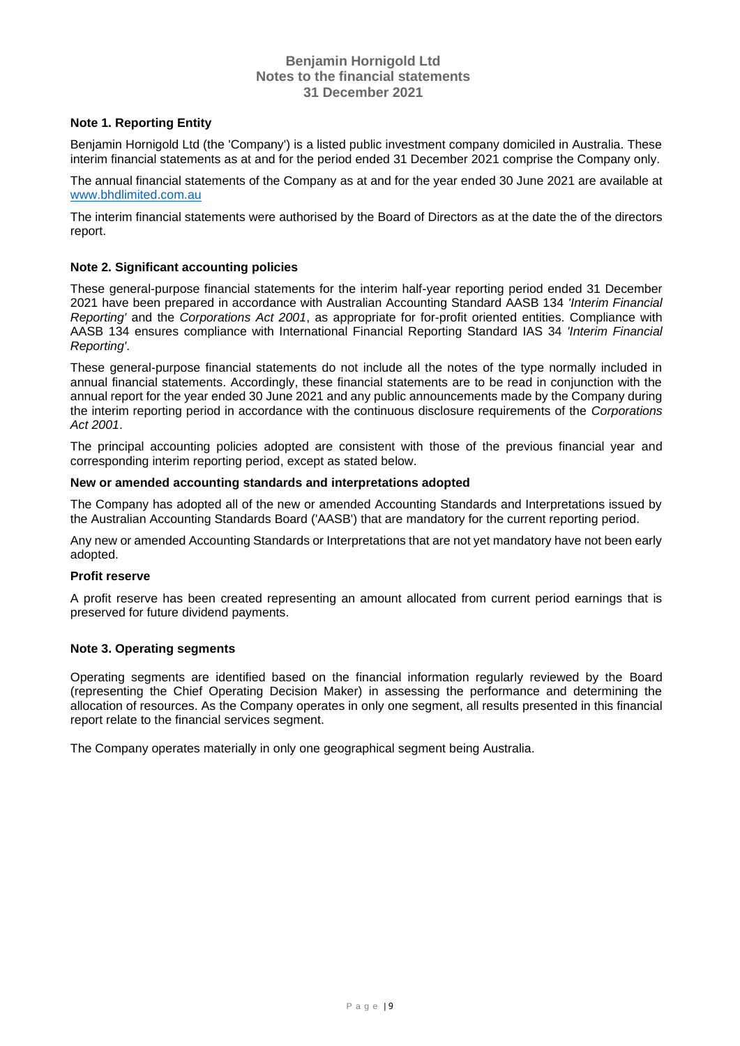# Benjamin Hornigold Ltd
## Notes to the financial statements
## 31 December 2021

### Note 1. Reporting Entity

Benjamin Hornigold Ltd (the 'Company') is a listed public investment company domiciled in Australia. These interim financial statements as at and for the period ended 31 December 2021 comprise the Company only.

The annual financial statements of the Company as at and for the year ended 30 June 2021 are available at [www.bhdlimited.com.au](www.bhdlimited.com.au)

The interim financial statements were authorised by the Board of Directors as at the date the of the directors report.

### Note 2. Significant accounting policies

These general-purpose financial statements for the interim half-year reporting period ended 31 December 2021 have been prepared in accordance with Australian Accounting Standard AASB 134 *'Interim Financial Reporting'* and the *Corporations Act 2001*, as appropriate for for-profit oriented entities. Compliance with AASB 134 ensures compliance with International Financial Reporting Standard IAS 34 *'Interim Financial Reporting'*.

These general-purpose financial statements do not include all the notes of the type normally included in annual financial statements. Accordingly, these financial statements are to be read in conjunction with the annual report for the year ended 30 June 2021 and any public announcements made by the Company during the interim reporting period in accordance with the continuous disclosure requirements of the *Corporations Act 2001*.

The principal accounting policies adopted are consistent with those of the previous financial year and corresponding interim reporting period, except as stated below.

**New or amended accounting standards and interpretations adopted**

The Company has adopted all of the new or amended Accounting Standards and Interpretations issued by the Australian Accounting Standards Board ('AASB') that are mandatory for the current reporting period.

Any new or amended Accounting Standards or Interpretations that are not yet mandatory have not been early adopted.

**Profit reserve**

A profit reserve has been created representing an amount allocated from current period earnings that is preserved for future dividend payments.

### Note 3. Operating segments

Operating segments are identified based on the financial information regularly reviewed by the Board (representing the Chief Operating Decision Maker) in assessing the performance and determining the allocation of resources. As the Company operates in only one segment, all results presented in this financial report relate to the financial services segment.

The Company operates materially in only one geographical segment being Australia.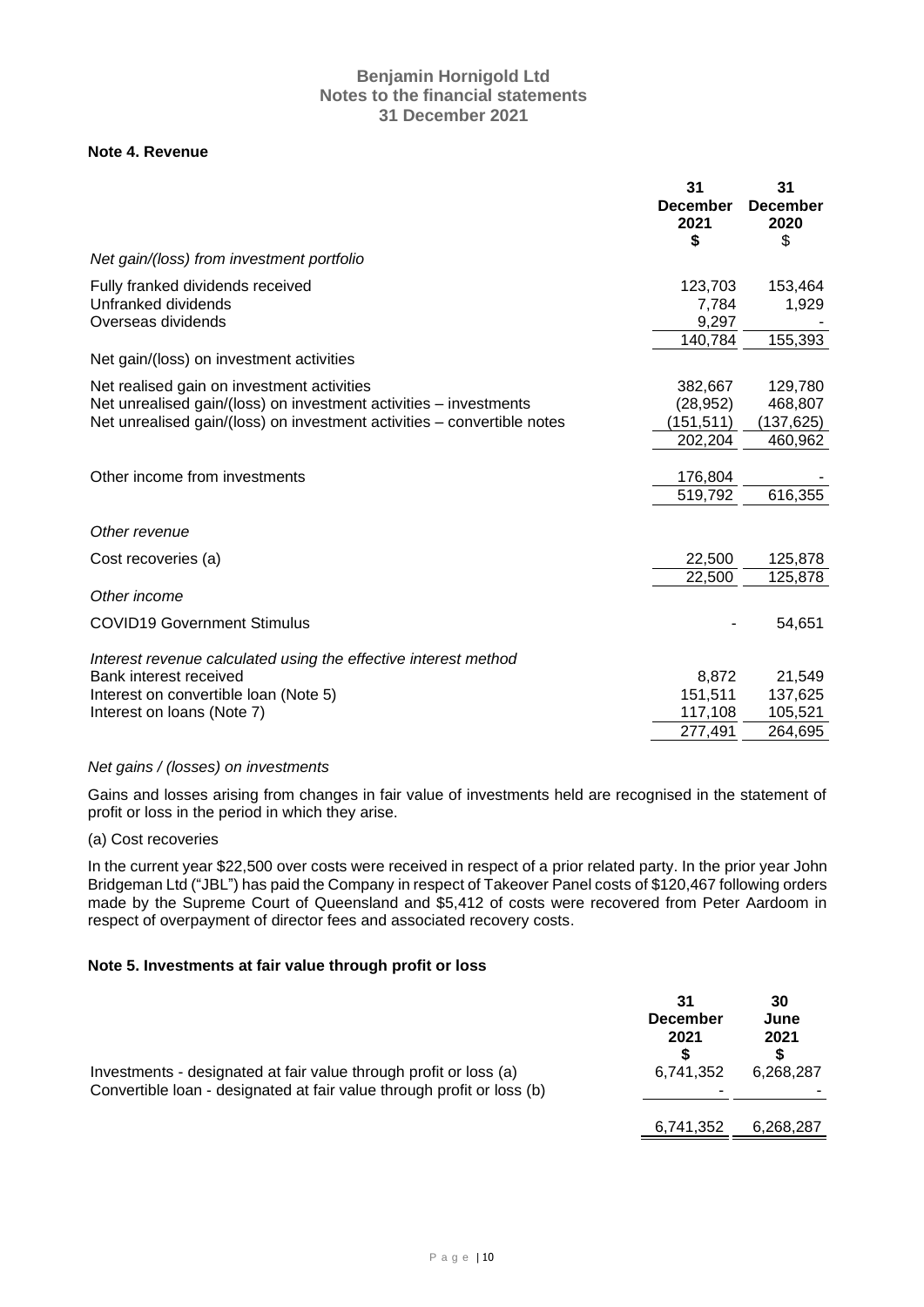## Note 4. Revenue

| | 31 December 2021 $ | 31 December 2020 $ |
|---|---|---|
| *Net gain/(loss) from investment portfolio* | | |
| Fully franked dividends received | 123,703 | 153,464 |
| Unfranked dividends | 7,784 | 1,929 |
| Overseas dividends | 9,297 | - |
| | 140,784 | 155,393 |
| Net gain/(loss) on investment activities | | |
| Net realised gain on investment activities | 382,667 | 129,780 |
| Net unrealised gain/(loss) on investment activities – investments | (28,952) | 468,807 |
| Net unrealised gain/(loss) on investment activities – convertible notes | (151,511) | (137,625) |
| | 202,204 | 460,962 |
| Other income from investments | 176,804 | - |
| | 519,792 | 616,355 |
| *Other revenue* | | |
| Cost recoveries (a) | 22,500 | 125,878 |
| | 22,500 | 125,878 |
| *Other income* | | |
| COVID19 Government Stimulus | - | 54,651 |
| *Interest revenue calculated using the effective interest method* | | |
| Bank interest received | 8,872 | 21,549 |
| Interest on convertible loan (Note 5) | 151,511 | 137,625 |
| Interest on loans (Note 7) | 117,108 | 105,521 |
| | 277,491 | 264,695 |

*Net gains / (losses) on investments*

Gains and losses arising from changes in fair value of investments held are recognised in the statement of profit or loss in the period in which they arise.

(a) Cost recoveries

In the current year $22,500 over costs were received in respect of a prior related party. In the prior year John Bridgeman Ltd ("JBL") has paid the Company in respect of Takeover Panel costs of $120,467 following orders made by the Supreme Court of Queensland and $5,412 of costs were recovered from Peter Aardoom in respect of overpayment of director fees and associated recovery costs.

## Note 5. Investments at fair value through profit or loss

| | 31 December 2021 $ | 30 June 2021 $ |
|---|---|---|
| Investments - designated at fair value through profit or loss (a) | 6,741,352 | 6,268,287 |
| Convertible loan - designated at fair value through profit or loss (b) | - | - |
| | 6,741,352 | 6,268,287 |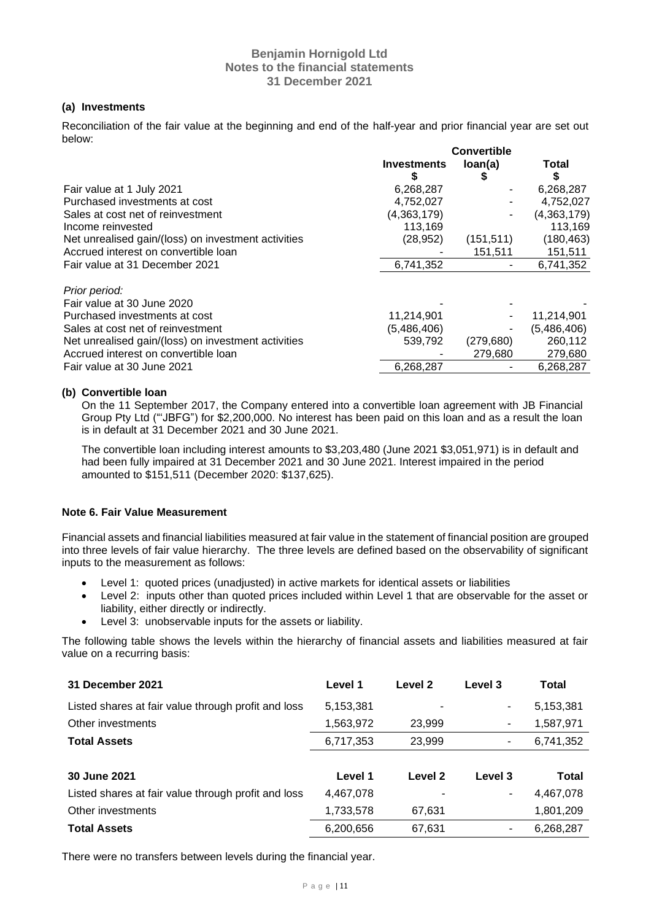#### (a) Investments

Reconciliation of the fair value at the beginning and end of the half-year and prior financial year are set out below:

| | Investments $ | Convertible loan(a) $ | Total $ |
|---|---|---|---|
| Fair value at 1 July 2021 | 6,268,287 | - | 6,268,287 |
| Purchased investments at cost | 4,752,027 | - | 4,752,027 |
| Sales at cost net of reinvestment | (4,363,179) | - | (4,363,179) |
| Income reinvested | 113,169 | | 113,169 |
| Net unrealised gain/(loss) on investment activities | (28,952) | (151,511) | (180,463) |
| Accrued interest on convertible loan | - | 151,511 | 151,511 |
| Fair value at 31 December 2021 | 6,741,352 | - | 6,741,352 |
| *Prior period:* | | | |
| Fair value at 30 June 2020 | - | - | - |
| Purchased investments at cost | 11,214,901 | - | 11,214,901 |
| Sales at cost net of reinvestment | (5,486,406) | - | (5,486,406) |
| Net unrealised gain/(loss) on investment activities | 539,792 | (279,680) | 260,112 |
| Accrued interest on convertible loan | - | 279,680 | 279,680 |
| Fair value at 30 June 2021 | 6,268,287 | - | 6,268,287 |

#### (b) Convertible loan

On the 11 September 2017, the Company entered into a convertible loan agreement with JB Financial Group Pty Ltd ("JBFG") for $2,200,000. No interest has been paid on this loan and as a result the loan is in default at 31 December 2021 and 30 June 2021.

The convertible loan including interest amounts to $3,203,480 (June 2021 $3,051,971) is in default and had been fully impaired at 31 December 2021 and 30 June 2021. Interest impaired in the period amounted to $151,511 (December 2020: $137,625).

### Note 6. Fair Value Measurement

Financial assets and financial liabilities measured at fair value in the statement of financial position are grouped into three levels of fair value hierarchy. The three levels are defined based on the observability of significant inputs to the measurement as follows:

- Level 1: quoted prices (unadjusted) in active markets for identical assets or liabilities
- Level 2: inputs other than quoted prices included within Level 1 that are observable for the asset or liability, either directly or indirectly.
- Level 3: unobservable inputs for the assets or liability.

The following table shows the levels within the hierarchy of financial assets and liabilities measured at fair value on a recurring basis:

| 31 December 2021 | Level 1 | Level 2 | Level 3 | Total |
|---|---|---|---|---|
| Listed shares at fair value through profit and loss | 5,153,381 | - | - | 5,153,381 |
| Other investments | 1,563,972 | 23,999 | - | 1,587,971 |
| **Total Assets** | 6,717,353 | 23,999 | - | 6,741,352 |

| 30 June 2021 | Level 1 | Level 2 | Level 3 | Total |
|---|---|---|---|---|
| Listed shares at fair value through profit and loss | 4,467,078 | - | - | 4,467,078 |
| Other investments | 1,733,578 | 67,631 | | 1,801,209 |
| **Total Assets** | 6,200,656 | 67,631 | - | 6,268,287 |

There were no transfers between levels during the financial year.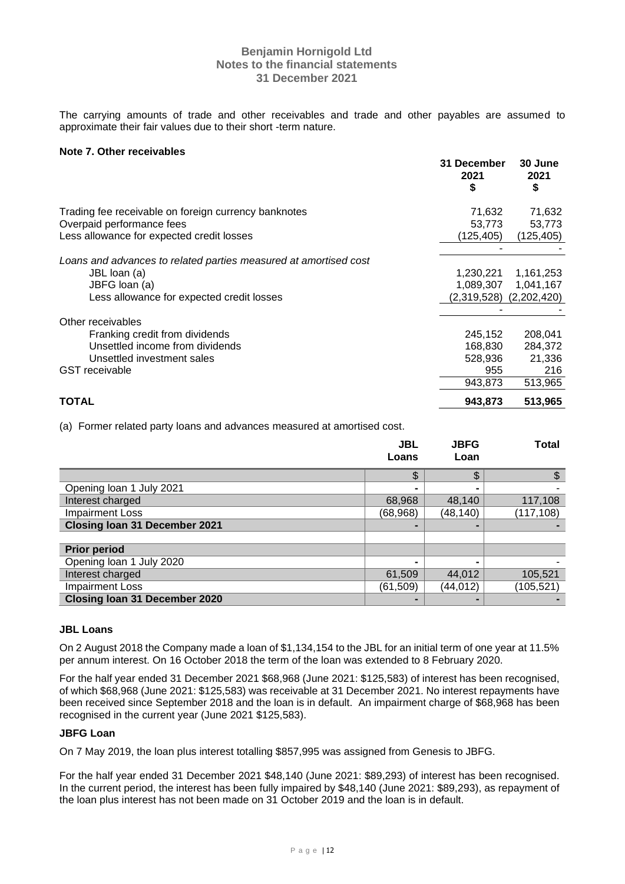The carrying amounts of trade and other receivables and trade and other payables are assumed to approximate their fair values due to their short -term nature.

**Note 7. Other receivables**

| | 31 December 2021 $ | 30 June 2021 $ |
|---|---|---|
| Trading fee receivable on foreign currency banknotes | 71,632 | 71,632 |
| Overpaid performance fees | 53,773 | 53,773 |
| Less allowance for expected credit losses | (125,405) | (125,405) |
| | - | - |
| *Loans and advances to related parties measured at amortised cost* | | |
| JBL loan (a) | 1,230,221 | 1,161,253 |
| JBFG loan (a) | 1,089,307 | 1,041,167 |
| Less allowance for expected credit losses | (2,319,528) | (2,202,420) |
| | - | - |
| Other receivables | | |
| Franking credit from dividends | 245,152 | 208,041 |
| Unsettled income from dividends | 168,830 | 284,372 |
| Unsettled investment sales | 528,936 | 21,336 |
| GST receivable | 955 | 216 |
| | 943,873 | 513,965 |
| **TOTAL** | **943,873** | **513,965** |

(a) Former related party loans and advances measured at amortised cost.

| | JBL Loans | JBFG Loan | Total |
|---|---|---|---|
| | $ | $ | $ |
| Opening loan 1 July 2021 | - | - | - |
| Interest charged | 68,968 | 48,140 | 117,108 |
| Impairment Loss | (68,968) | (48,140) | (117,108) |
| **Closing loan 31 December 2021** | - | - | - |
| | | | |
| **Prior period** | | | |
| Opening loan 1 July 2020 | - | - | - |
| Interest charged | 61,509 | 44,012 | 105,521 |
| Impairment Loss | (61,509) | (44,012) | (105,521) |
| **Closing loan 31 December 2020** | - | - | - |

**JBL Loans**

On 2 August 2018 the Company made a loan of $1,134,154 to the JBL for an initial term of one year at 11.5% per annum interest. On 16 October 2018 the term of the loan was extended to 8 February 2020.

For the half year ended 31 December 2021 $68,968 (June 2021: $125,583) of interest has been recognised, of which $68,968 (June 2021: $125,583) was receivable at 31 December 2021. No interest repayments have been received since September 2018 and the loan is in default. An impairment charge of $68,968 has been recognised in the current year (June 2021 $125,583).

**JBFG Loan**

On 7 May 2019, the loan plus interest totalling $857,995 was assigned from Genesis to JBFG.

For the half year ended 31 December 2021 $48,140 (June 2021: $89,293) of interest has been recognised. In the current period, the interest has been fully impaired by $48,140 (June 2021: $89,293), as repayment of the loan plus interest has not been made on 31 October 2019 and the loan is in default.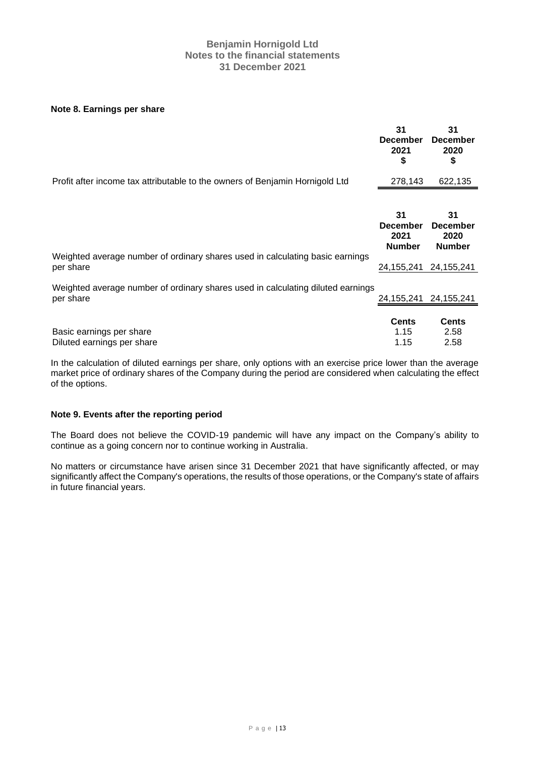## Note 8. Earnings per share

| | 31 December 2021 $ | 31 December 2020 $ |
|---|---|---|
| Profit after income tax attributable to the owners of Benjamin Hornigold Ltd | 278,143 | 622,135 |

| | 31 December 2021 Number | 31 December 2020 Number |
|---|---|---|
| Weighted average number of ordinary shares used in calculating basic earnings per share | 24,155,241 | 24,155,241 |
| Weighted average number of ordinary shares used in calculating diluted earnings per share | 24,155,241 | 24,155,241 |

| | Cents | Cents |
|---|---|---|
| Basic earnings per share | 1.15 | 2.58 |
| Diluted earnings per share | 1.15 | 2.58 |

In the calculation of diluted earnings per share, only options with an exercise price lower than the average market price of ordinary shares of the Company during the period are considered when calculating the effect of the options.

## Note 9. Events after the reporting period

The Board does not believe the COVID-19 pandemic will have any impact on the Company's ability to continue as a going concern nor to continue working in Australia.

No matters or circumstance have arisen since 31 December 2021 that have significantly affected, or may significantly affect the Company's operations, the results of those operations, or the Company's state of affairs in future financial years.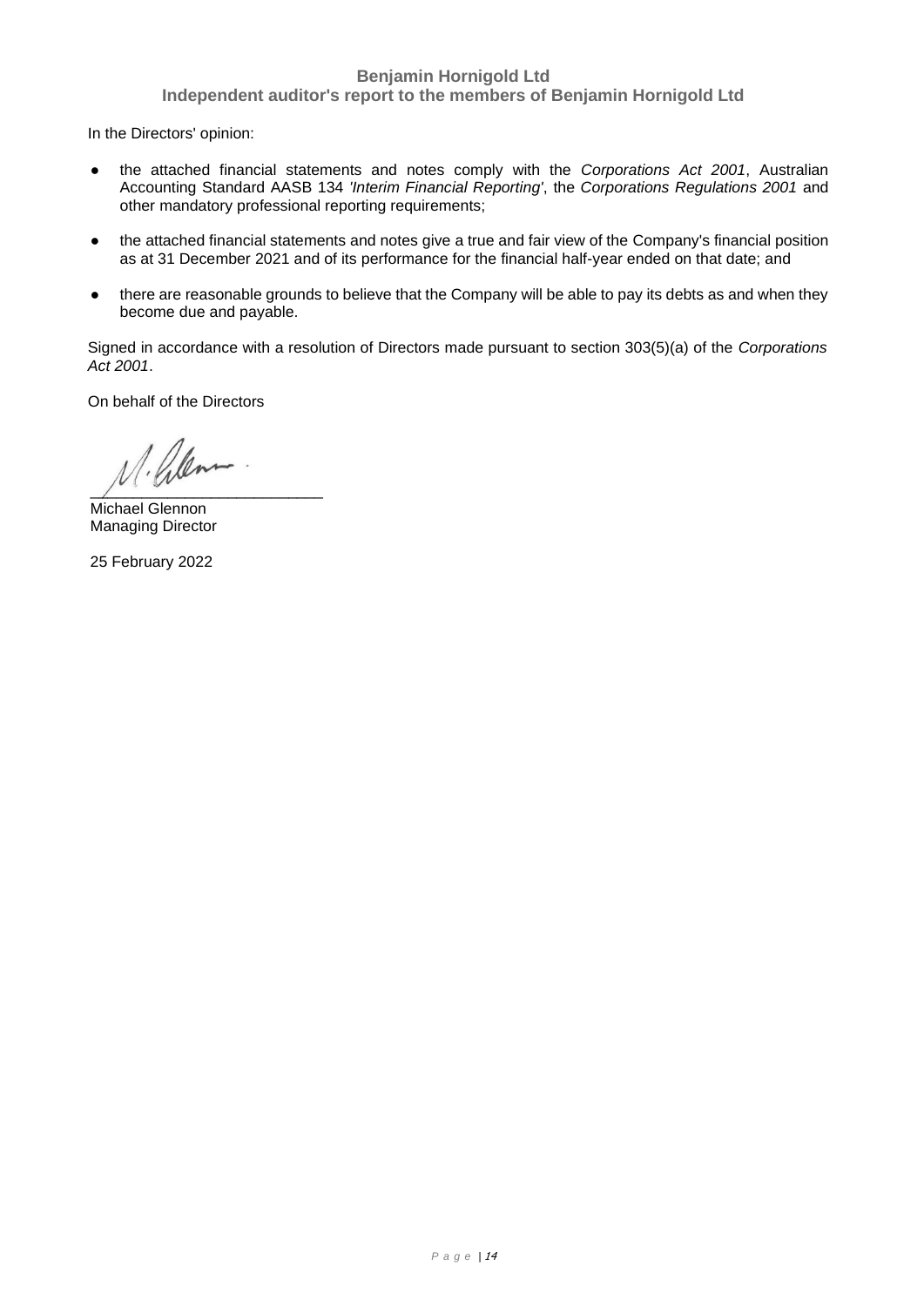In the Directors' opinion:

- the attached financial statements and notes comply with the *Corporations Act 2001*, Australian Accounting Standard AASB 134 *'Interim Financial Reporting'*, the *Corporations Regulations 2001* and other mandatory professional reporting requirements;
- the attached financial statements and notes give a true and fair view of the Company's financial position as at 31 December 2021 and of its performance for the financial half-year ended on that date; and
- there are reasonable grounds to believe that the Company will be able to pay its debts as and when they become due and payable.

Signed in accordance with a resolution of Directors made pursuant to section 303(5)(a) of the *Corporations Act 2001*.

On behalf of the Directors

Michael Glennon
Managing Director

25 February 2022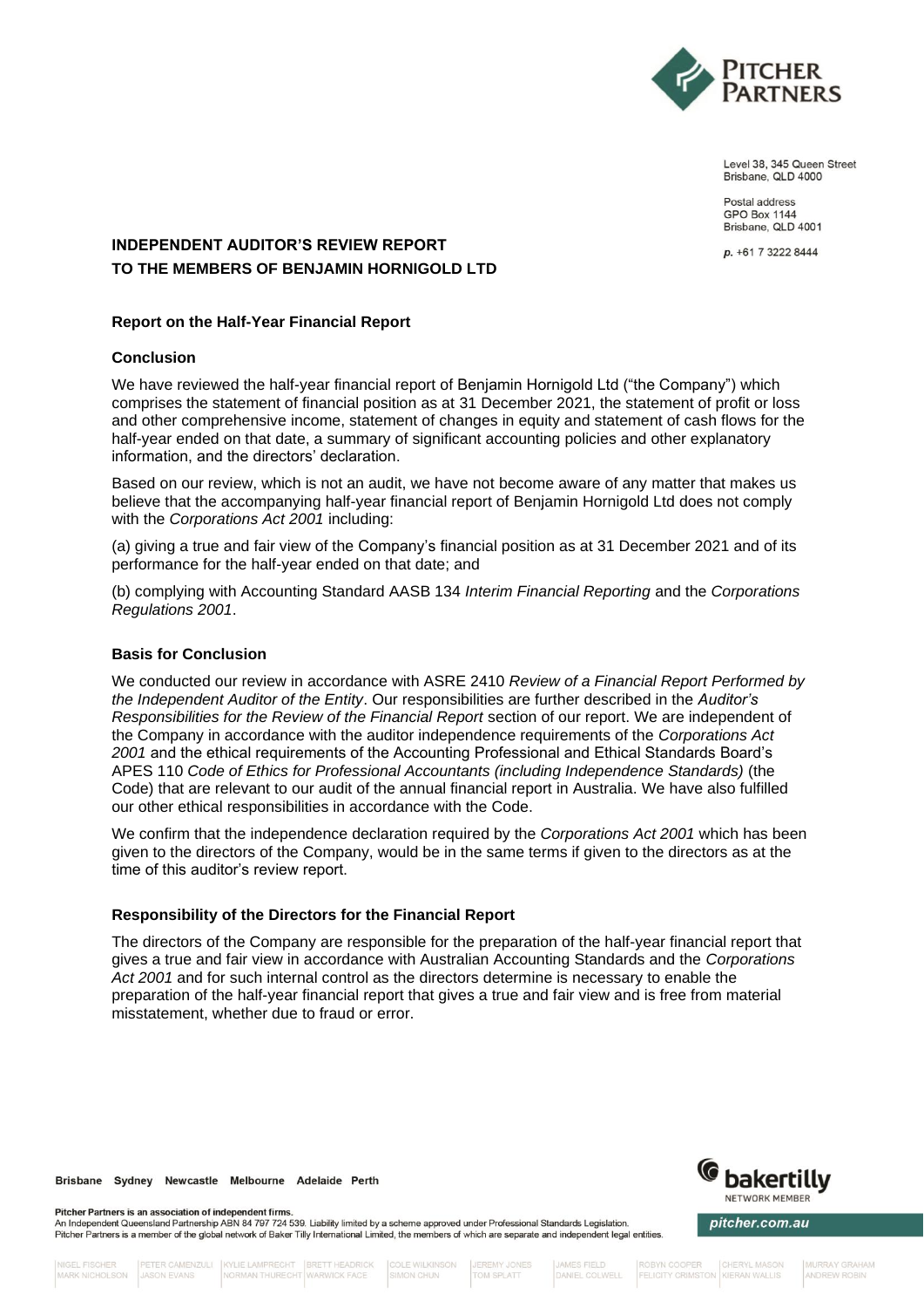Level 38, 345 Queen Street
Brisbane, QLD 4000

Postal address
GPO Box 1144
Brisbane, QLD 4001

**p.** +61 7 3222 8444

# INDEPENDENT AUDITOR'S REVIEW REPORT TO THE MEMBERS OF BENJAMIN HORNIGOLD LTD

## Report on the Half-Year Financial Report

### Conclusion

We have reviewed the half-year financial report of Benjamin Hornigold Ltd ("the Company") which comprises the statement of financial position as at 31 December 2021, the statement of profit or loss and other comprehensive income, statement of changes in equity and statement of cash flows for the half-year ended on that date, a summary of significant accounting policies and other explanatory information, and the directors' declaration.

Based on our review, which is not an audit, we have not become aware of any matter that makes us believe that the accompanying half-year financial report of Benjamin Hornigold Ltd does not comply with the *Corporations Act 2001* including:

(a) giving a true and fair view of the Company's financial position as at 31 December 2021 and of its performance for the half-year ended on that date; and

(b) complying with Accounting Standard AASB 134 *Interim Financial Reporting* and the *Corporations Regulations 2001*.

### Basis for Conclusion

We conducted our review in accordance with ASRE 2410 *Review of a Financial Report Performed by the Independent Auditor of the Entity*. Our responsibilities are further described in the *Auditor's Responsibilities for the Review of the Financial Report* section of our report. We are independent of the Company in accordance with the auditor independence requirements of the *Corporations Act 2001* and the ethical requirements of the Accounting Professional and Ethical Standards Board's APES 110 *Code of Ethics for Professional Accountants (including Independence Standards)* (the Code) that are relevant to our audit of the annual financial report in Australia. We have also fulfilled our other ethical responsibilities in accordance with the Code.

We confirm that the independence declaration required by the *Corporations Act 2001* which has been given to the directors of the Company, would be in the same terms if given to the directors as at the time of this auditor's review report.

### Responsibility of the Directors for the Financial Report

The directors of the Company are responsible for the preparation of the half-year financial report that gives a true and fair view in accordance with Australian Accounting Standards and the *Corporations Act 2001* and for such internal control as the directors determine is necessary to enable the preparation of the half-year financial report that gives a true and fair view and is free from material misstatement, whether due to fraud or error.

Brisbane Sydney Newcastle Melbourne Adelaide Perth

**Pitcher Partners is an association of independent firms.**
An Independent Queensland Partnership ABN 84 797 724 539. Liability limited by a scheme approved under Professional Standards Legislation.
Pitcher Partners is a member of the global network of Baker Tilly International Limited, the members of which are separate and independent legal entities.

pitcher.com.au

NIGEL FISCHER, MARK NICHOLSON, PETER CAMENZULI, JASON EVANS, KYLIE LAMPRECHT, NORMAN THURECHT, BRETT HEADRICK, WARWICK FACE, COLE WILKINSON, SIMON CHUN, JEREMY JONES, TOM SPLATT, JAMES FIELD, DANIEL COLWELL, ROBYN COOPER, FELICITY CRIMSTON, CHERYL MASON, KIERAN WALLIS, MURRAY GRAHAM, ANDREW ROBIN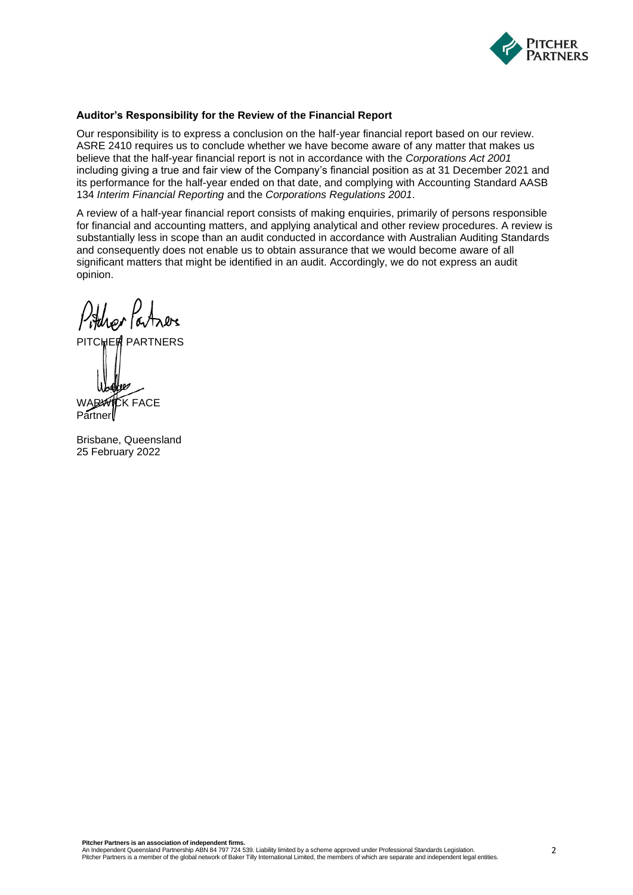### Auditor's Responsibility for the Review of the Financial Report

Our responsibility is to express a conclusion on the half-year financial report based on our review. ASRE 2410 requires us to conclude whether we have become aware of any matter that makes us believe that the half-year financial report is not in accordance with the *Corporations Act 2001* including giving a true and fair view of the Company's financial position as at 31 December 2021 and its performance for the half-year ended on that date, and complying with Accounting Standard AASB 134 *Interim Financial Reporting* and the *Corporations Regulations 2001*.

A review of a half-year financial report consists of making enquiries, primarily of persons responsible for financial and accounting matters, and applying analytical and other review procedures. A review is substantially less in scope than an audit conducted in accordance with Australian Auditing Standards and consequently does not enable us to obtain assurance that we would become aware of all significant matters that might be identified in an audit. Accordingly, we do not express an audit opinion.

PITCHER PARTNERS

WARWICK FACE
Partner

Brisbane, Queensland
25 February 2022

**Pitcher Partners is an association of independent firms.**
An Independent Queensland Partnership ABN 84 797 724 539. Liability limited by a scheme approved under Professional Standards Legislation.
Pitcher Partners is a member of the global network of Baker Tilly International Limited, the members of which are separate and independent legal entities.